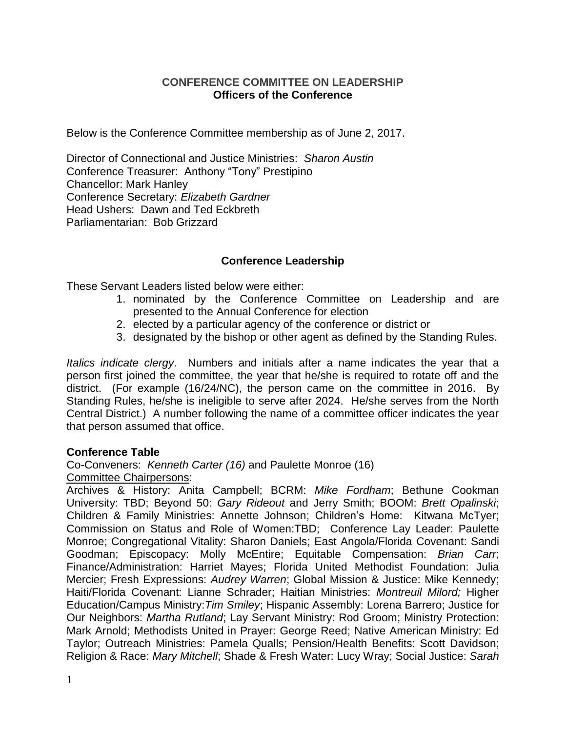**CONFERENCE COMMITTEE ON LEADERSHIP**
**Officers of the Conference**

Below is the Conference Committee membership as of June 2, 2017.

Director of Connectional and Justice Ministries: *Sharon Austin*
Conference Treasurer: Anthony "Tony" Prestipino
Chancellor: Mark Hanley
Conference Secretary: *Elizabeth Gardner*
Head Ushers: Dawn and Ted Eckbreth
Parliamentarian: Bob Grizzard

**Conference Leadership**

These Servant Leaders listed below were either:

1. nominated by the Conference Committee on Leadership and are presented to the Annual Conference for election
2. elected by a particular agency of the conference or district or
3. designated by the bishop or other agent as defined by the Standing Rules.

*Italics indicate clergy*. Numbers and initials after a name indicates the year that a person first joined the committee, the year that he/she is required to rotate off and the district. (For example (16/24/NC), the person came on the committee in 2016. By Standing Rules, he/she is ineligible to serve after 2024. He/she serves from the North Central District.) A number following the name of a committee officer indicates the year that person assumed that office.

**Conference Table**

Co-Conveners: *Kenneth Carter (16)* and Paulette Monroe (16)

Committee Chairpersons:

Archives & History: Anita Campbell; BCRM: *Mike Fordham*; Bethune Cookman University: TBD; Beyond 50: *Gary Rideout* and Jerry Smith; BOOM: *Brett Opalinski*; Children & Family Ministries: Annette Johnson; Children's Home: Kitwana McTyer; Commission on Status and Role of Women:TBD; Conference Lay Leader: Paulette Monroe; Congregational Vitality: Sharon Daniels; East Angola/Florida Covenant: Sandi Goodman; Episcopacy: Molly McEntire; Equitable Compensation: *Brian Carr*; Finance/Administration: Harriet Mayes; Florida United Methodist Foundation: Julia Mercier; Fresh Expressions: *Audrey Warren*; Global Mission & Justice: Mike Kennedy; Haiti/Florida Covenant: Lianne Schrader; Haitian Ministries: *Montreuil Milord;* Higher Education/Campus Ministry:*Tim Smiley*; Hispanic Assembly: Lorena Barrero; Justice for Our Neighbors: *Martha Rutland*; Lay Servant Ministry: Rod Groom; Ministry Protection: Mark Arnold; Methodists United in Prayer: George Reed; Native American Ministry: Ed Taylor; Outreach Ministries: Pamela Qualls; Pension/Health Benefits: Scott Davidson; Religion & Race: *Mary Mitchell*; Shade & Fresh Water: Lucy Wray; Social Justice: *Sarah*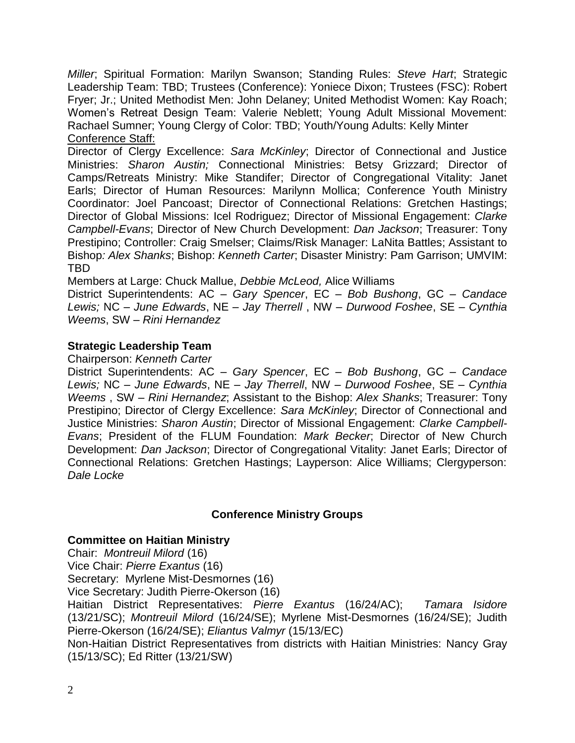*Miller*; Spiritual Formation: Marilyn Swanson; Standing Rules: *Steve Hart*; Strategic Leadership Team: TBD; Trustees (Conference): Yoniece Dixon; Trustees (FSC): Robert Fryer; Jr.; United Methodist Men: John Delaney; United Methodist Women: Kay Roach; Women's Retreat Design Team: Valerie Neblett; Young Adult Missional Movement: Rachael Sumner; Young Clergy of Color: TBD; Youth/Young Adults: Kelly Minter

<u>Conference Staff:</u>

Director of Clergy Excellence: *Sara McKinley*; Director of Connectional and Justice Ministries: *Sharon Austin;* Connectional Ministries: Betsy Grizzard; Director of Camps/Retreats Ministry: Mike Standifer; Director of Congregational Vitality: Janet Earls; Director of Human Resources: Marilynn Mollica; Conference Youth Ministry Coordinator: Joel Pancoast; Director of Connectional Relations: Gretchen Hastings; Director of Global Missions: Icel Rodriguez; Director of Missional Engagement: *Clarke Campbell-Evans*; Director of New Church Development: *Dan Jackson*; Treasurer: Tony Prestipino; Controller: Craig Smelser; Claims/Risk Manager: LaNita Battles; Assistant to Bishop*: Alex Shanks*; Bishop: *Kenneth Carter*; Disaster Ministry: Pam Garrison; UMVIM: TBD

Members at Large: Chuck Mallue, *Debbie McLeod,* Alice Williams

District Superintendents: AC – *Gary Spencer*, EC – *Bob Bushong*, GC – *Candace Lewis;* NC – *June Edwards*, NE – *Jay Therrell* , NW – *Durwood Foshee*, SE – *Cynthia Weems*, SW – *Rini Hernandez*

**Strategic Leadership Team**

Chairperson: *Kenneth Carter*

District Superintendents: AC – *Gary Spencer*, EC – *Bob Bushong*, GC – *Candace Lewis;* NC – *June Edwards*, NE – *Jay Therrell*, NW – *Durwood Foshee*, SE – *Cynthia Weems* , SW – *Rini Hernandez*; Assistant to the Bishop: *Alex Shanks*; Treasurer: Tony Prestipino; Director of Clergy Excellence: *Sara McKinley*; Director of Connectional and Justice Ministries: *Sharon Austin*; Director of Missional Engagement: *Clarke Campbell-Evans*; President of the FLUM Foundation: *Mark Becker*; Director of New Church Development: *Dan Jackson*; Director of Congregational Vitality: Janet Earls; Director of Connectional Relations: Gretchen Hastings; Layperson: Alice Williams; Clergyperson: *Dale Locke*

## Conference Ministry Groups

**Committee on Haitian Ministry**

Chair: *Montreuil Milord* (16)

Vice Chair: *Pierre Exantus* (16)

Secretary: Myrlene Mist-Desmornes (16)

Vice Secretary: Judith Pierre-Okerson (16)

Haitian District Representatives: *Pierre Exantus* (16/24/AC); *Tamara Isidore* (13/21/SC); *Montreuil Milord* (16/24/SE); Myrlene Mist-Desmornes (16/24/SE); Judith Pierre-Okerson (16/24/SE); *Eliantus Valmyr* (15/13/EC)

Non-Haitian District Representatives from districts with Haitian Ministries: Nancy Gray (15/13/SC); Ed Ritter (13/21/SW)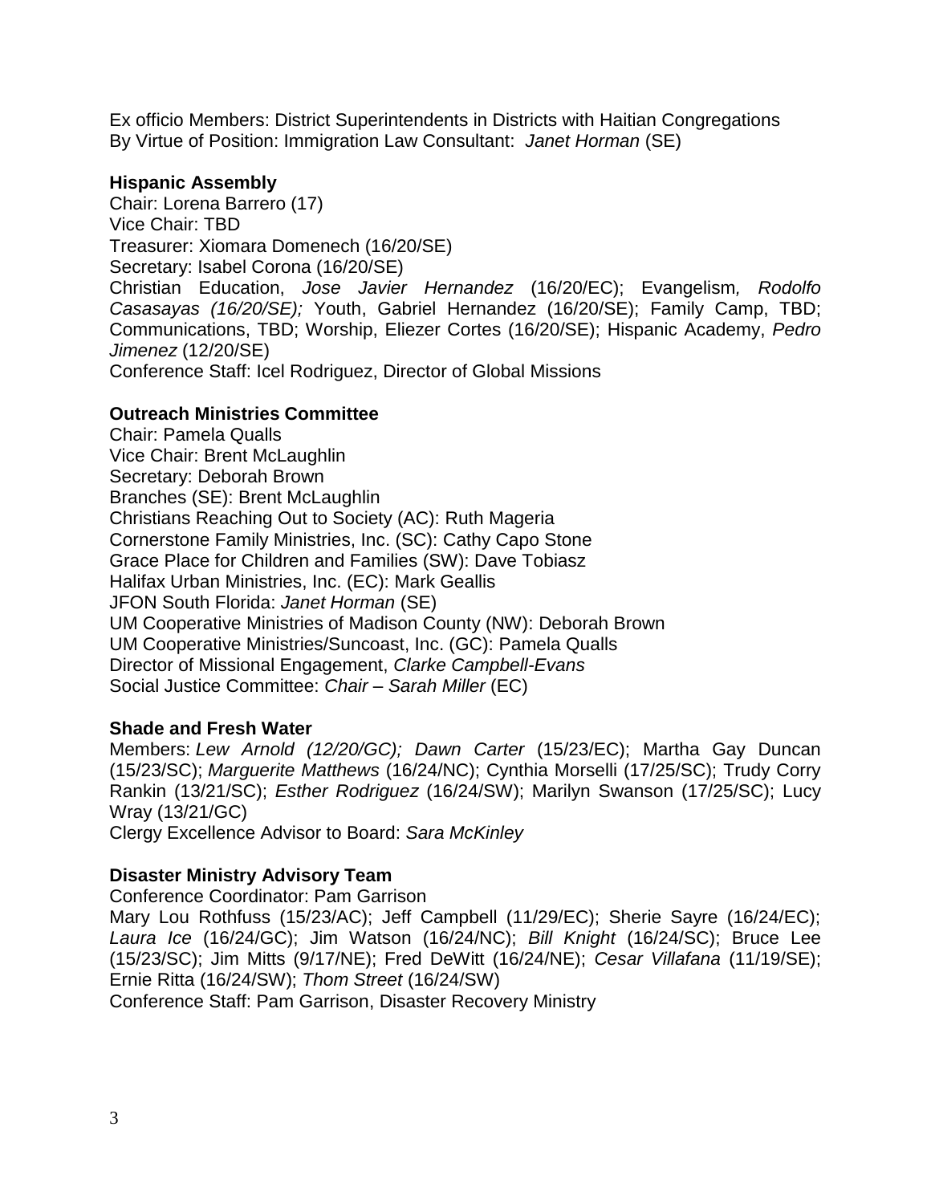Ex officio Members: District Superintendents in Districts with Haitian Congregations
By Virtue of Position: Immigration Law Consultant: *Janet Horman* (SE)

**Hispanic Assembly**
Chair: Lorena Barrero (17)
Vice Chair: TBD
Treasurer: Xiomara Domenech (16/20/SE)
Secretary: Isabel Corona (16/20/SE)
Christian Education, *Jose Javier Hernandez* (16/20/EC); Evangelism, *Rodolfo Casasayas (16/20/SE);* Youth, Gabriel Hernandez (16/20/SE); Family Camp, TBD; Communications, TBD; Worship, Eliezer Cortes (16/20/SE); Hispanic Academy, *Pedro Jimenez* (12/20/SE)
Conference Staff: Icel Rodriguez, Director of Global Missions

**Outreach Ministries Committee**
Chair: Pamela Qualls
Vice Chair: Brent McLaughlin
Secretary: Deborah Brown
Branches (SE): Brent McLaughlin
Christians Reaching Out to Society (AC): Ruth Mageria
Cornerstone Family Ministries, Inc. (SC): Cathy Capo Stone
Grace Place for Children and Families (SW): Dave Tobiasz
Halifax Urban Ministries, Inc. (EC): Mark Geallis
JFON South Florida: *Janet Horman* (SE)
UM Cooperative Ministries of Madison County (NW): Deborah Brown
UM Cooperative Ministries/Suncoast, Inc. (GC): Pamela Qualls
Director of Missional Engagement, *Clarke Campbell-Evans*
Social Justice Committee: *Chair – Sarah Miller* (EC)

**Shade and Fresh Water**
Members: *Lew Arnold (12/20/GC); Dawn Carter* (15/23/EC); Martha Gay Duncan (15/23/SC); *Marguerite Matthews* (16/24/NC); Cynthia Morselli (17/25/SC); Trudy Corry Rankin (13/21/SC); *Esther Rodriguez* (16/24/SW); Marilyn Swanson (17/25/SC); Lucy Wray (13/21/GC)
Clergy Excellence Advisor to Board: *Sara McKinley*

**Disaster Ministry Advisory Team**
Conference Coordinator: Pam Garrison
Mary Lou Rothfuss (15/23/AC); Jeff Campbell (11/29/EC); Sherie Sayre (16/24/EC); *Laura Ice* (16/24/GC); Jim Watson (16/24/NC); *Bill Knight* (16/24/SC); Bruce Lee (15/23/SC); Jim Mitts (9/17/NE); Fred DeWitt (16/24/NE); *Cesar Villafana* (11/19/SE); Ernie Ritta (16/24/SW); *Thom Street* (16/24/SW)
Conference Staff: Pam Garrison, Disaster Recovery Ministry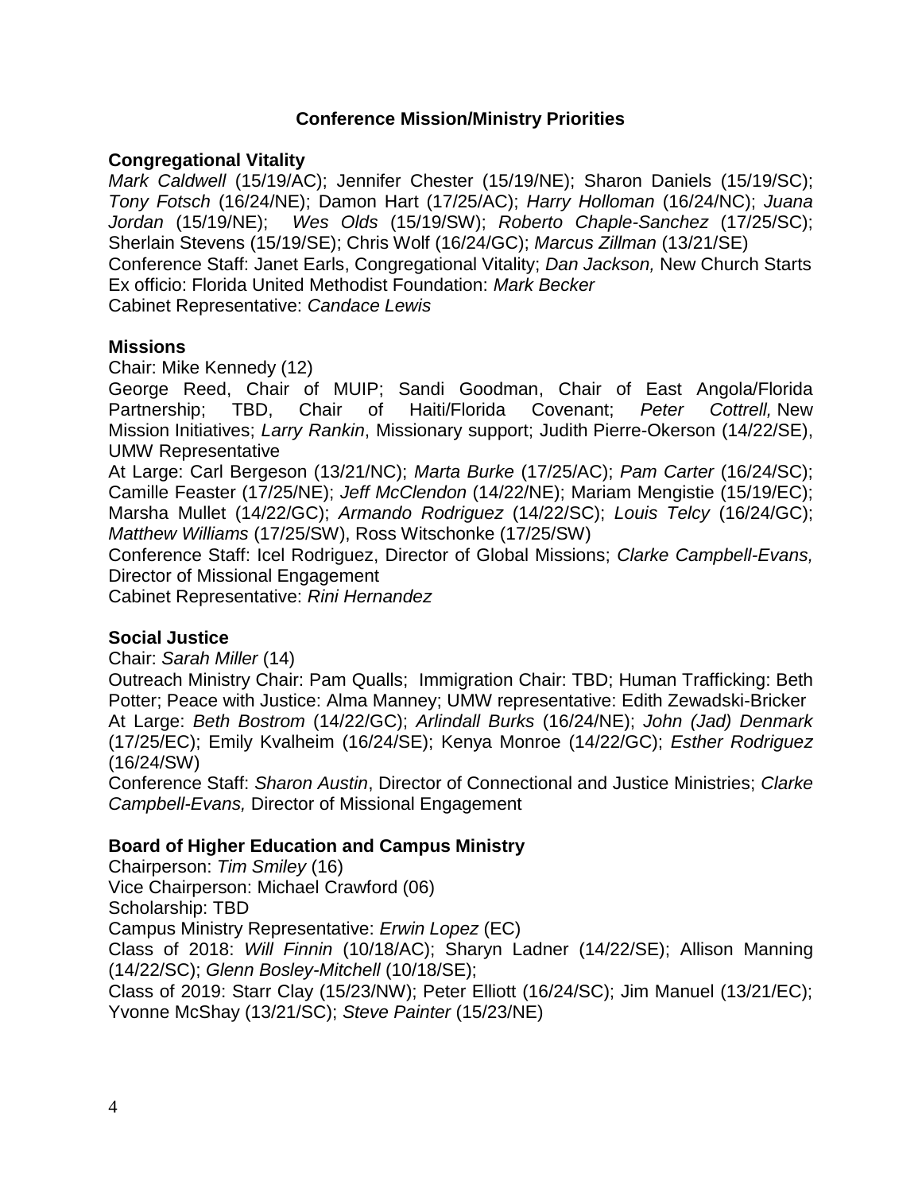## Conference Mission/Ministry Priorities

**Congregational Vitality**

*Mark Caldwell* (15/19/AC); Jennifer Chester (15/19/NE); Sharon Daniels (15/19/SC); *Tony Fotsch* (16/24/NE); Damon Hart (17/25/AC); *Harry Holloman* (16/24/NC); *Juana Jordan* (15/19/NE); *Wes Olds* (15/19/SW); *Roberto Chaple-Sanchez* (17/25/SC); Sherlain Stevens (15/19/SE); Chris Wolf (16/24/GC); *Marcus Zillman* (13/21/SE)
Conference Staff: Janet Earls, Congregational Vitality; *Dan Jackson,* New Church Starts
Ex officio: Florida United Methodist Foundation: *Mark Becker*
Cabinet Representative: *Candace Lewis*

**Missions**

Chair: Mike Kennedy (12)
George Reed, Chair of MUIP; Sandi Goodman, Chair of East Angola/Florida Partnership; TBD, Chair of Haiti/Florida Covenant; *Peter Cottrell,* New Mission Initiatives; *Larry Rankin*, Missionary support; Judith Pierre-Okerson (14/22/SE), UMW Representative
At Large: Carl Bergeson (13/21/NC); *Marta Burke* (17/25/AC); *Pam Carter* (16/24/SC); Camille Feaster (17/25/NE); *Jeff McClendon* (14/22/NE); Mariam Mengistie (15/19/EC); Marsha Mullet (14/22/GC); *Armando Rodriguez* (14/22/SC); *Louis Telcy* (16/24/GC); *Matthew Williams* (17/25/SW), Ross Witschonke (17/25/SW)
Conference Staff: Icel Rodriguez, Director of Global Missions; *Clarke Campbell-Evans,* Director of Missional Engagement
Cabinet Representative: *Rini Hernandez*

**Social Justice**

Chair: *Sarah Miller* (14)
Outreach Ministry Chair: Pam Qualls; Immigration Chair: TBD; Human Trafficking: Beth Potter; Peace with Justice: Alma Manney; UMW representative: Edith Zewadski-Bricker
At Large: *Beth Bostrom* (14/22/GC); *Arlindall Burks* (16/24/NE); *John (Jad) Denmark* (17/25/EC); Emily Kvalheim (16/24/SE); Kenya Monroe (14/22/GC); *Esther Rodriguez* (16/24/SW)
Conference Staff: *Sharon Austin*, Director of Connectional and Justice Ministries; *Clarke Campbell-Evans,* Director of Missional Engagement

**Board of Higher Education and Campus Ministry**

Chairperson: *Tim Smiley* (16)
Vice Chairperson: Michael Crawford (06)
Scholarship: TBD
Campus Ministry Representative: *Erwin Lopez* (EC)
Class of 2018: *Will Finnin* (10/18/AC); Sharyn Ladner (14/22/SE); Allison Manning (14/22/SC); *Glenn Bosley-Mitchell* (10/18/SE);
Class of 2019: Starr Clay (15/23/NW); Peter Elliott (16/24/SC); Jim Manuel (13/21/EC); Yvonne McShay (13/21/SC); *Steve Painter* (15/23/NE)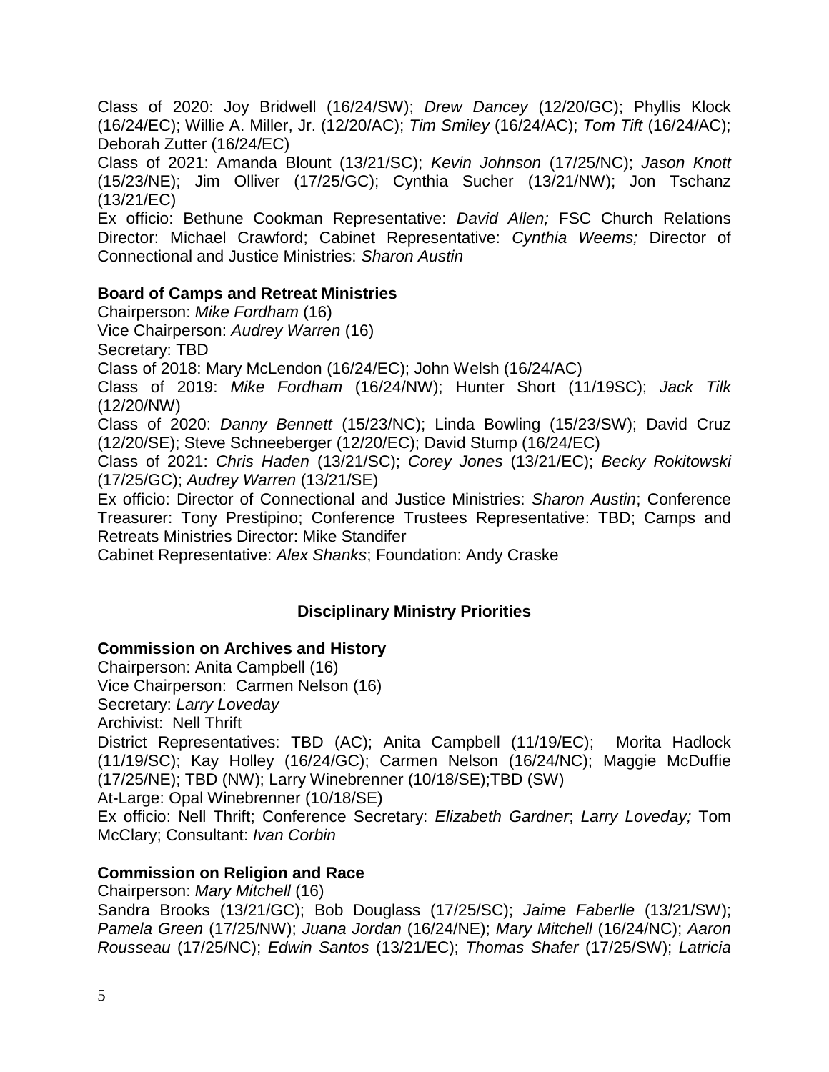Class of 2020: Joy Bridwell (16/24/SW); *Drew Dancey* (12/20/GC); Phyllis Klock (16/24/EC); Willie A. Miller, Jr. (12/20/AC); *Tim Smiley* (16/24/AC); *Tom Tift* (16/24/AC); Deborah Zutter (16/24/EC)

Class of 2021: Amanda Blount (13/21/SC); *Kevin Johnson* (17/25/NC); *Jason Knott* (15/23/NE); Jim Olliver (17/25/GC); Cynthia Sucher (13/21/NW); Jon Tschanz (13/21/EC)

Ex officio: Bethune Cookman Representative: *David Allen;* FSC Church Relations Director: Michael Crawford; Cabinet Representative: *Cynthia Weems;* Director of Connectional and Justice Ministries: *Sharon Austin*

**Board of Camps and Retreat Ministries**

Chairperson: *Mike Fordham* (16)

Vice Chairperson: *Audrey Warren* (16)

Secretary: TBD

Class of 2018: Mary McLendon (16/24/EC); John Welsh (16/24/AC)

Class of 2019: *Mike Fordham* (16/24/NW); Hunter Short (11/19SC); *Jack Tilk* (12/20/NW)

Class of 2020: *Danny Bennett* (15/23/NC); Linda Bowling (15/23/SW); David Cruz (12/20/SE); Steve Schneeberger (12/20/EC); David Stump (16/24/EC)

Class of 2021: *Chris Haden* (13/21/SC); *Corey Jones* (13/21/EC); *Becky Rokitowski* (17/25/GC); *Audrey Warren* (13/21/SE)

Ex officio: Director of Connectional and Justice Ministries: *Sharon Austin*; Conference Treasurer: Tony Prestipino; Conference Trustees Representative: TBD; Camps and Retreats Ministries Director: Mike Standifer

Cabinet Representative: *Alex Shanks*; Foundation: Andy Craske

## Disciplinary Ministry Priorities

**Commission on Archives and History**

Chairperson: Anita Campbell (16)

Vice Chairperson: Carmen Nelson (16)

Secretary: *Larry Loveday*

Archivist: Nell Thrift

District Representatives: TBD (AC); Anita Campbell (11/19/EC); Morita Hadlock (11/19/SC); Kay Holley (16/24/GC); Carmen Nelson (16/24/NC); Maggie McDuffie (17/25/NE); TBD (NW); Larry Winebrenner (10/18/SE);TBD (SW)

At-Large: Opal Winebrenner (10/18/SE)

Ex officio: Nell Thrift; Conference Secretary: *Elizabeth Gardner*; *Larry Loveday;* Tom McClary; Consultant: *Ivan Corbin*

**Commission on Religion and Race**

Chairperson: *Mary Mitchell* (16)

Sandra Brooks (13/21/GC); Bob Douglass (17/25/SC); *Jaime Faberlle* (13/21/SW); *Pamela Green* (17/25/NW); *Juana Jordan* (16/24/NE); *Mary Mitchell* (16/24/NC); *Aaron Rousseau* (17/25/NC); *Edwin Santos* (13/21/EC); *Thomas Shafer* (17/25/SW); *Latricia*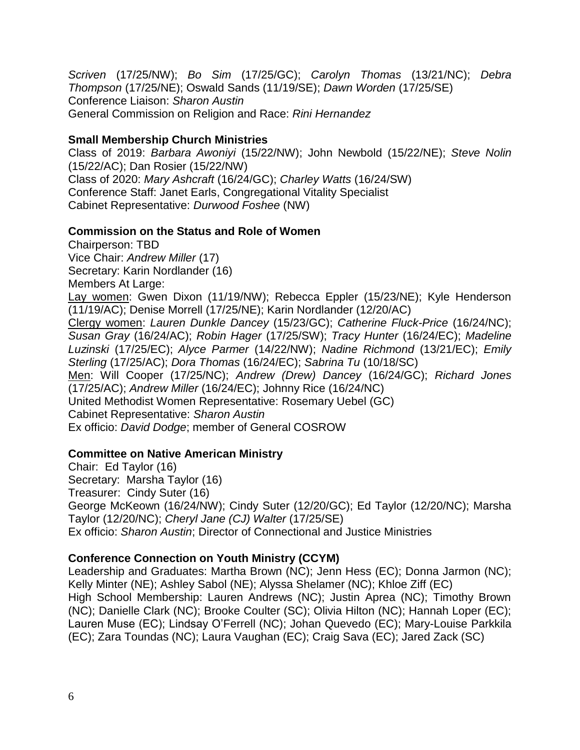*Scriven* (17/25/NW); *Bo Sim* (17/25/GC); *Carolyn Thomas* (13/21/NC); *Debra Thompson* (17/25/NE); Oswald Sands (11/19/SE); *Dawn Worden* (17/25/SE)
Conference Liaison: *Sharon Austin*
General Commission on Religion and Race: *Rini Hernandez*

**Small Membership Church Ministries**
Class of 2019: *Barbara Awoniyi* (15/22/NW); John Newbold (15/22/NE); *Steve Nolin* (15/22/AC); Dan Rosier (15/22/NW)
Class of 2020: *Mary Ashcraft* (16/24/GC); *Charley Watts* (16/24/SW)
Conference Staff: Janet Earls, Congregational Vitality Specialist
Cabinet Representative: *Durwood Foshee* (NW)

**Commission on the Status and Role of Women**
Chairperson: TBD
Vice Chair: *Andrew Miller* (17)
Secretary: Karin Nordlander (16)
Members At Large:
Lay women: Gwen Dixon (11/19/NW); Rebecca Eppler (15/23/NE); Kyle Henderson (11/19/AC); Denise Morrell (17/25/NE); Karin Nordlander (12/20/AC)
Clergy women: *Lauren Dunkle Dancey* (15/23/GC); *Catherine Fluck-Price* (16/24/NC); *Susan Gray* (16/24/AC); *Robin Hager* (17/25/SW); *Tracy Hunter* (16/24/EC); *Madeline Luzinski* (17/25/EC); *Alyce Parmer* (14/22/NW); *Nadine Richmond* (13/21/EC); *Emily Sterling* (17/25/AC); *Dora Thomas* (16/24/EC); *Sabrina Tu* (10/18/SC)
Men: Will Cooper (17/25/NC); *Andrew (Drew) Dancey* (16/24/GC); *Richard Jones* (17/25/AC); *Andrew Miller* (16/24/EC); Johnny Rice (16/24/NC)
United Methodist Women Representative: Rosemary Uebel (GC)
Cabinet Representative: *Sharon Austin*
Ex officio: *David Dodge*; member of General COSROW

**Committee on Native American Ministry**
Chair: Ed Taylor (16)
Secretary: Marsha Taylor (16)
Treasurer: Cindy Suter (16)
George McKeown (16/24/NW); Cindy Suter (12/20/GC); Ed Taylor (12/20/NC); Marsha Taylor (12/20/NC); *Cheryl Jane (CJ) Walter* (17/25/SE)
Ex officio: *Sharon Austin*; Director of Connectional and Justice Ministries

**Conference Connection on Youth Ministry (CCYM)**
Leadership and Graduates: Martha Brown (NC); Jenn Hess (EC); Donna Jarmon (NC); Kelly Minter (NE); Ashley Sabol (NE); Alyssa Shelamer (NC); Khloe Ziff (EC)
High School Membership: Lauren Andrews (NC); Justin Aprea (NC); Timothy Brown (NC); Danielle Clark (NC); Brooke Coulter (SC); Olivia Hilton (NC); Hannah Loper (EC); Lauren Muse (EC); Lindsay O'Ferrell (NC); Johan Quevedo (EC); Mary-Louise Parkkila (EC); Zara Toundas (NC); Laura Vaughan (EC); Craig Sava (EC); Jared Zack (SC)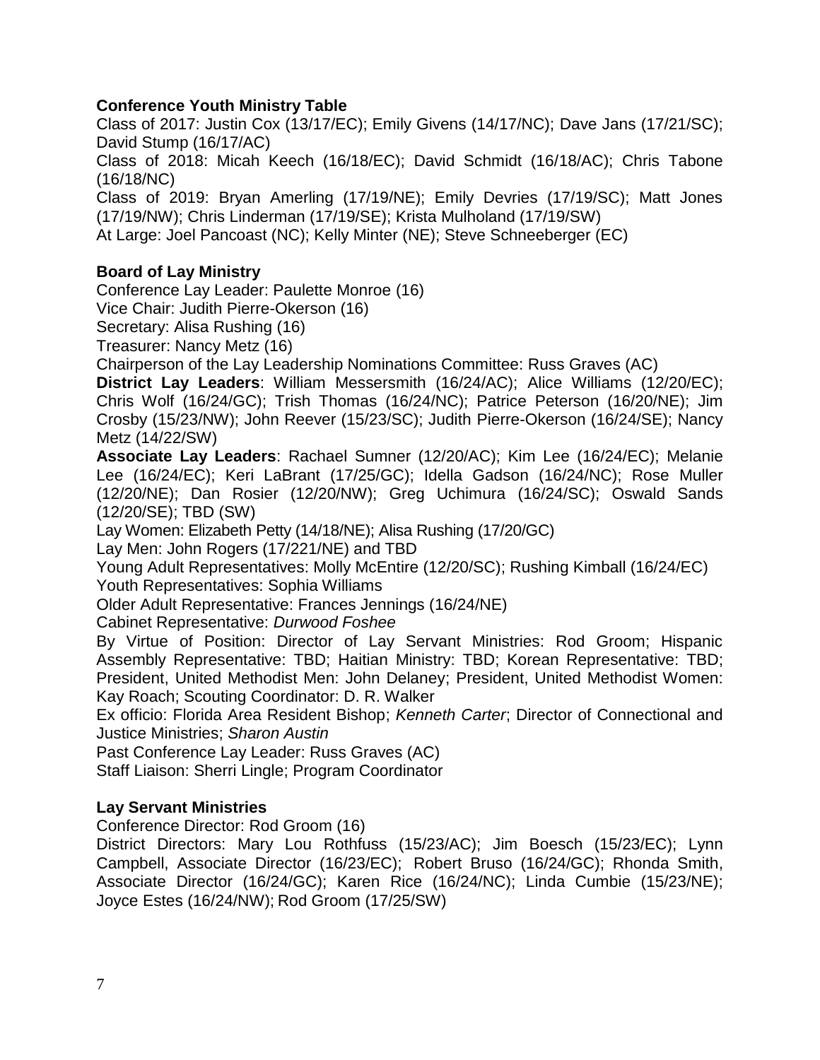**Conference Youth Ministry Table**

Class of 2017: Justin Cox (13/17/EC); Emily Givens (14/17/NC); Dave Jans (17/21/SC); David Stump (16/17/AC)

Class of 2018: Micah Keech (16/18/EC); David Schmidt (16/18/AC); Chris Tabone (16/18/NC)

Class of 2019: Bryan Amerling (17/19/NE); Emily Devries (17/19/SC); Matt Jones (17/19/NW); Chris Linderman (17/19/SE); Krista Mulholand (17/19/SW)

At Large: Joel Pancoast (NC); Kelly Minter (NE); Steve Schneeberger (EC)

**Board of Lay Ministry**

Conference Lay Leader: Paulette Monroe (16)

Vice Chair: Judith Pierre-Okerson (16)

Secretary: Alisa Rushing (16)

Treasurer: Nancy Metz (16)

Chairperson of the Lay Leadership Nominations Committee: Russ Graves (AC)

**District Lay Leaders**: William Messersmith (16/24/AC); Alice Williams (12/20/EC); Chris Wolf (16/24/GC); Trish Thomas (16/24/NC); Patrice Peterson (16/20/NE); Jim Crosby (15/23/NW); John Reever (15/23/SC); Judith Pierre-Okerson (16/24/SE); Nancy Metz (14/22/SW)

**Associate Lay Leaders**: Rachael Sumner (12/20/AC); Kim Lee (16/24/EC); Melanie Lee (16/24/EC); Keri LaBrant (17/25/GC); Idella Gadson (16/24/NC); Rose Muller (12/20/NE); Dan Rosier (12/20/NW); Greg Uchimura (16/24/SC); Oswald Sands (12/20/SE); TBD (SW)

Lay Women: Elizabeth Petty (14/18/NE); Alisa Rushing (17/20/GC)

Lay Men: John Rogers (17/221/NE) and TBD

Young Adult Representatives: Molly McEntire (12/20/SC); Rushing Kimball (16/24/EC)

Youth Representatives: Sophia Williams

Older Adult Representative: Frances Jennings (16/24/NE)

Cabinet Representative: *Durwood Foshee*

By Virtue of Position: Director of Lay Servant Ministries: Rod Groom; Hispanic Assembly Representative: TBD; Haitian Ministry: TBD; Korean Representative: TBD; President, United Methodist Men: John Delaney; President, United Methodist Women: Kay Roach; Scouting Coordinator: D. R. Walker

Ex officio: Florida Area Resident Bishop; *Kenneth Carter*; Director of Connectional and Justice Ministries; *Sharon Austin*

Past Conference Lay Leader: Russ Graves (AC)

Staff Liaison: Sherri Lingle; Program Coordinator

**Lay Servant Ministries**

Conference Director: Rod Groom (16)

District Directors: Mary Lou Rothfuss (15/23/AC); Jim Boesch (15/23/EC); Lynn Campbell, Associate Director (16/23/EC); Robert Bruso (16/24/GC); Rhonda Smith, Associate Director (16/24/GC); Karen Rice (16/24/NC); Linda Cumbie (15/23/NE); Joyce Estes (16/24/NW); Rod Groom (17/25/SW)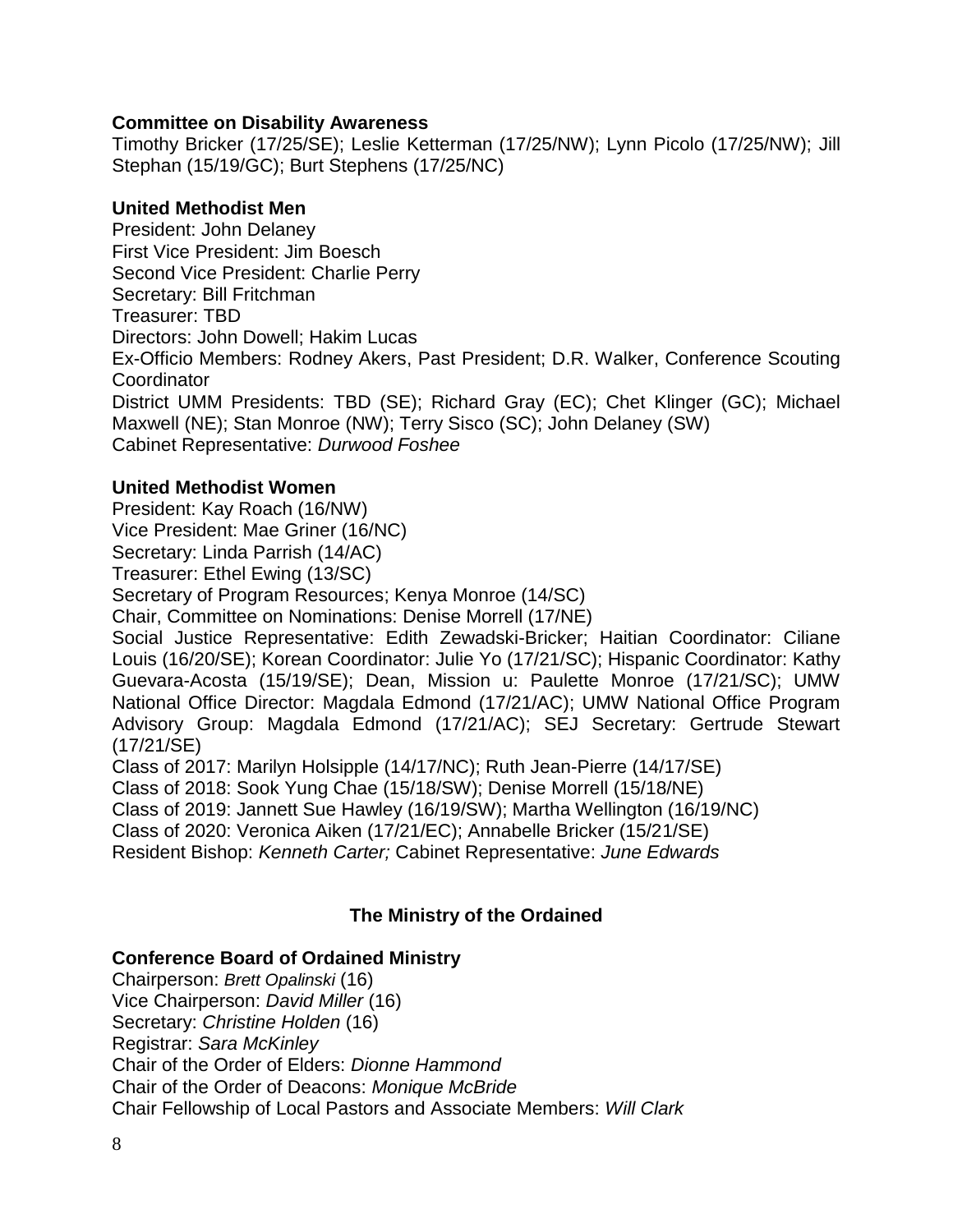**Committee on Disability Awareness**
Timothy Bricker (17/25/SE); Leslie Ketterman (17/25/NW); Lynn Picolo (17/25/NW); Jill Stephan (15/19/GC); Burt Stephens (17/25/NC)

**United Methodist Men**
President: John Delaney
First Vice President: Jim Boesch
Second Vice President: Charlie Perry
Secretary: Bill Fritchman
Treasurer: TBD
Directors: John Dowell; Hakim Lucas
Ex-Officio Members: Rodney Akers, Past President; D.R. Walker, Conference Scouting Coordinator
District UMM Presidents: TBD (SE); Richard Gray (EC); Chet Klinger (GC); Michael Maxwell (NE); Stan Monroe (NW); Terry Sisco (SC); John Delaney (SW)
Cabinet Representative: *Durwood Foshee*

**United Methodist Women**
President: Kay Roach (16/NW)
Vice President: Mae Griner (16/NC)
Secretary: Linda Parrish (14/AC)
Treasurer: Ethel Ewing (13/SC)
Secretary of Program Resources; Kenya Monroe (14/SC)
Chair, Committee on Nominations: Denise Morrell (17/NE)
Social Justice Representative: Edith Zewadski-Bricker; Haitian Coordinator: Ciliane Louis (16/20/SE); Korean Coordinator: Julie Yo (17/21/SC); Hispanic Coordinator: Kathy Guevara-Acosta (15/19/SE); Dean, Mission u: Paulette Monroe (17/21/SC); UMW National Office Director: Magdala Edmond (17/21/AC); UMW National Office Program Advisory Group: Magdala Edmond (17/21/AC); SEJ Secretary: Gertrude Stewart (17/21/SE)
Class of 2017: Marilyn Holsipple (14/17/NC); Ruth Jean-Pierre (14/17/SE)
Class of 2018: Sook Yung Chae (15/18/SW); Denise Morrell (15/18/NE)
Class of 2019: Jannett Sue Hawley (16/19/SW); Martha Wellington (16/19/NC)
Class of 2020: Veronica Aiken (17/21/EC); Annabelle Bricker (15/21/SE)
Resident Bishop: *Kenneth Carter;* Cabinet Representative: *June Edwards*

## The Ministry of the Ordained

**Conference Board of Ordained Ministry**
Chairperson: *Brett Opalinski* (16)
Vice Chairperson: *David Miller* (16)
Secretary: *Christine Holden* (16)
Registrar: *Sara McKinley*
Chair of the Order of Elders: *Dionne Hammond*
Chair of the Order of Deacons: *Monique McBride*
Chair Fellowship of Local Pastors and Associate Members: *Will Clark*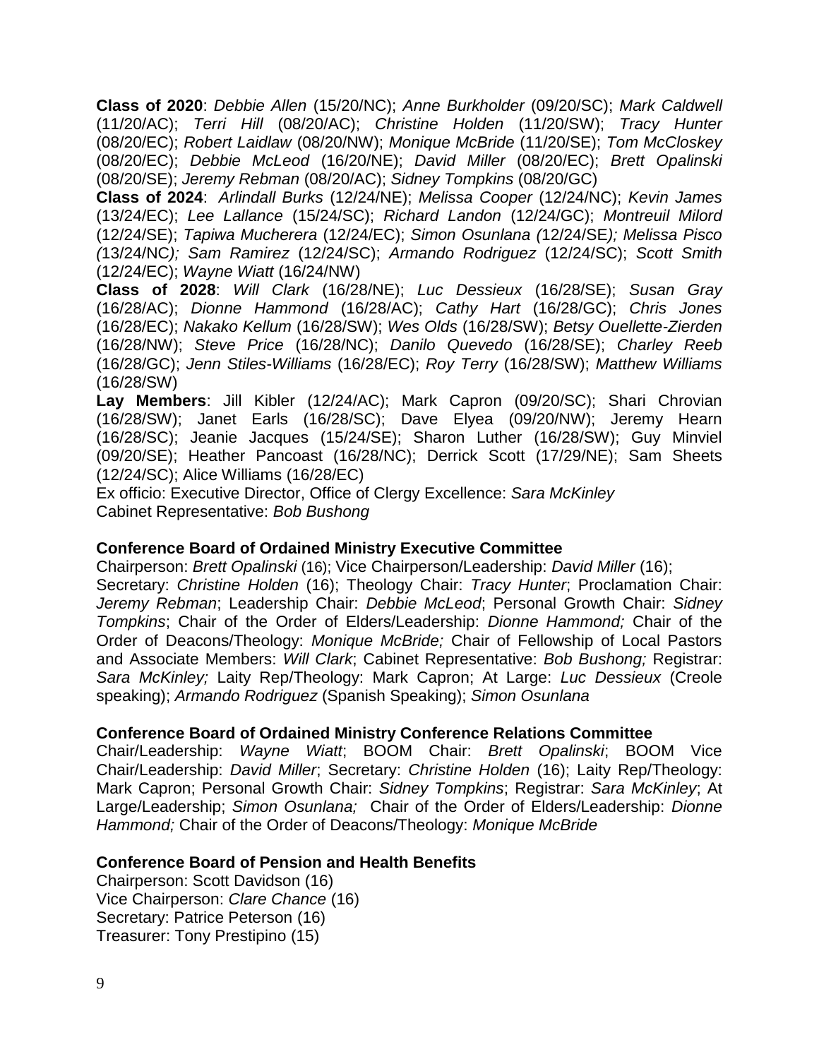**Class of 2020**: *Debbie Allen* (15/20/NC); *Anne Burkholder* (09/20/SC); *Mark Caldwell* (11/20/AC); *Terri Hill* (08/20/AC); *Christine Holden* (11/20/SW); *Tracy Hunter* (08/20/EC); *Robert Laidlaw* (08/20/NW); *Monique McBride* (11/20/SE); *Tom McCloskey* (08/20/EC); *Debbie McLeod* (16/20/NE); *David Miller* (08/20/EC); *Brett Opalinski* (08/20/SE); *Jeremy Rebman* (08/20/AC); *Sidney Tompkins* (08/20/GC)

**Class of 2024**: *Arlindall Burks* (12/24/NE); *Melissa Cooper* (12/24/NC); *Kevin James* (13/24/EC); *Lee Lallance* (15/24/SC); *Richard Landon* (12/24/GC); *Montreuil Milord* (12/24/SE); *Tapiwa Mucherera* (12/24/EC); *Simon Osunlana (*12/24/SE*); Melissa Pisco (*13/24/NC*); Sam Ramirez* (12/24/SC); *Armando Rodriguez* (12/24/SC); *Scott Smith* (12/24/EC); *Wayne Wiatt* (16/24/NW)

**Class of 2028**: *Will Clark* (16/28/NE); *Luc Dessieux* (16/28/SE); *Susan Gray* (16/28/AC); *Dionne Hammond* (16/28/AC); *Cathy Hart* (16/28/GC); *Chris Jones* (16/28/EC); *Nakako Kellum* (16/28/SW); *Wes Olds* (16/28/SW); *Betsy Ouellette-Zierden* (16/28/NW); *Steve Price* (16/28/NC); *Danilo Quevedo* (16/28/SE); *Charley Reeb* (16/28/GC); *Jenn Stiles-Williams* (16/28/EC); *Roy Terry* (16/28/SW); *Matthew Williams* (16/28/SW)

**Lay Members**: Jill Kibler (12/24/AC); Mark Capron (09/20/SC); Shari Chrovian (16/28/SW); Janet Earls (16/28/SC); Dave Elyea (09/20/NW); Jeremy Hearn (16/28/SC); Jeanie Jacques (15/24/SE); Sharon Luther (16/28/SW); Guy Minviel (09/20/SE); Heather Pancoast (16/28/NC); Derrick Scott (17/29/NE); Sam Sheets (12/24/SC); Alice Williams (16/28/EC)

Ex officio: Executive Director, Office of Clergy Excellence: *Sara McKinley*
Cabinet Representative: *Bob Bushong*

**Conference Board of Ordained Ministry Executive Committee**
Chairperson: *Brett Opalinski* (16); Vice Chairperson/Leadership: *David Miller* (16); Secretary: *Christine Holden* (16); Theology Chair: *Tracy Hunter*; Proclamation Chair: *Jeremy Rebman*; Leadership Chair: *Debbie McLeod*; Personal Growth Chair: *Sidney Tompkins*; Chair of the Order of Elders/Leadership: *Dionne Hammond;* Chair of the Order of Deacons/Theology: *Monique McBride;* Chair of Fellowship of Local Pastors and Associate Members: *Will Clark*; Cabinet Representative: *Bob Bushong;* Registrar: *Sara McKinley;* Laity Rep/Theology: Mark Capron; At Large: *Luc Dessieux* (Creole speaking); *Armando Rodriguez* (Spanish Speaking); *Simon Osunlana*

**Conference Board of Ordained Ministry Conference Relations Committee**
Chair/Leadership: *Wayne Wiatt*; BOOM Chair: *Brett Opalinski*; BOOM Vice Chair/Leadership: *David Miller*; Secretary: *Christine Holden* (16); Laity Rep/Theology: Mark Capron; Personal Growth Chair: *Sidney Tompkins*; Registrar: *Sara McKinley*; At Large/Leadership; *Simon Osunlana;* Chair of the Order of Elders/Leadership: *Dionne Hammond;* Chair of the Order of Deacons/Theology: *Monique McBride*

**Conference Board of Pension and Health Benefits**
Chairperson: Scott Davidson (16)
Vice Chairperson: *Clare Chance* (16)
Secretary: Patrice Peterson (16)
Treasurer: Tony Prestipino (15)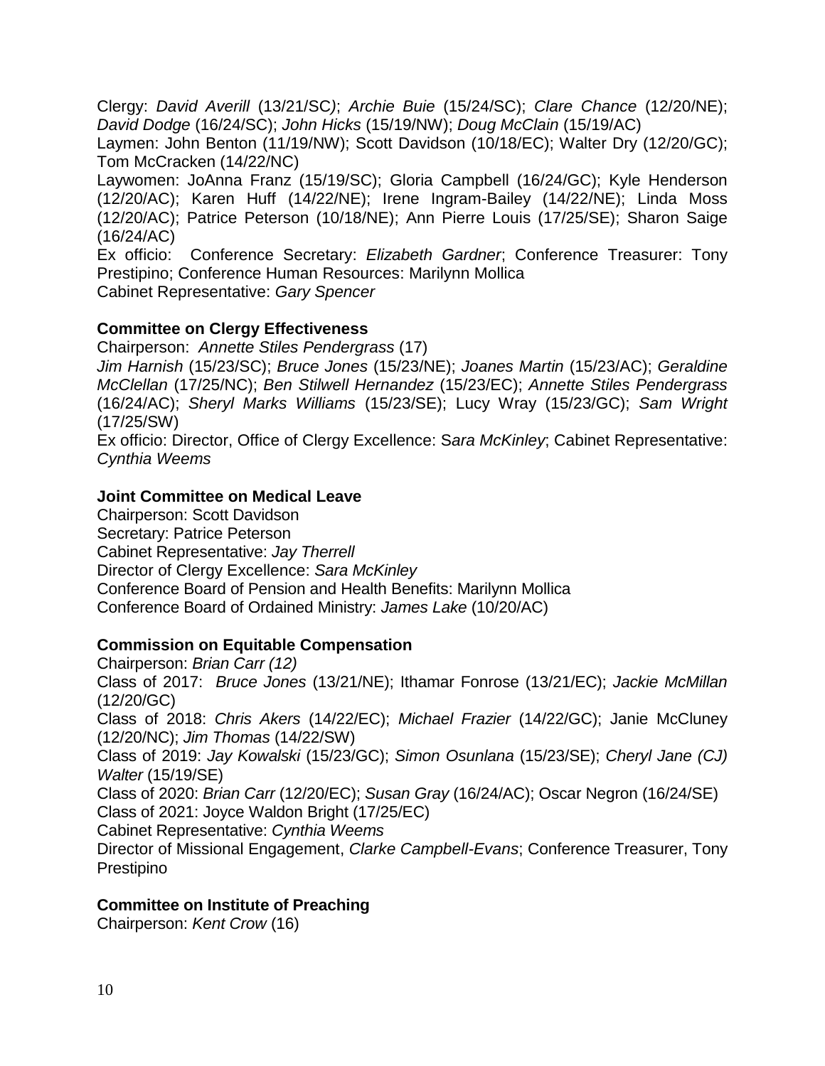Clergy: *David Averill* (13/21/SC); *Archie Buie* (15/24/SC); *Clare Chance* (12/20/NE); *David Dodge* (16/24/SC); *John Hicks* (15/19/NW); *Doug McClain* (15/19/AC)
Laymen: John Benton (11/19/NW); Scott Davidson (10/18/EC); Walter Dry (12/20/GC); Tom McCracken (14/22/NC)
Laywomen: JoAnna Franz (15/19/SC); Gloria Campbell (16/24/GC); Kyle Henderson (12/20/AC); Karen Huff (14/22/NE); Irene Ingram-Bailey (14/22/NE); Linda Moss (12/20/AC); Patrice Peterson (10/18/NE); Ann Pierre Louis (17/25/SE); Sharon Saige (16/24/AC)
Ex officio: Conference Secretary: *Elizabeth Gardner*; Conference Treasurer: Tony Prestipino; Conference Human Resources: Marilynn Mollica
Cabinet Representative: *Gary Spencer*

**Committee on Clergy Effectiveness**
Chairperson: *Annette Stiles Pendergrass* (17)
*Jim Harnish* (15/23/SC); *Bruce Jones* (15/23/NE); *Joanes Martin* (15/23/AC); *Geraldine McClellan* (17/25/NC); *Ben Stilwell Hernandez* (15/23/EC); *Annette Stiles Pendergrass* (16/24/AC); *Sheryl Marks Williams* (15/23/SE); Lucy Wray (15/23/GC); *Sam Wright* (17/25/SW)
Ex officio: Director, Office of Clergy Excellence: S*ara McKinley*; Cabinet Representative: *Cynthia Weems*

**Joint Committee on Medical Leave**
Chairperson: Scott Davidson
Secretary: Patrice Peterson
Cabinet Representative: *Jay Therrell*
Director of Clergy Excellence: *Sara McKinley*
Conference Board of Pension and Health Benefits: Marilynn Mollica
Conference Board of Ordained Ministry: *James Lake* (10/20/AC)

**Commission on Equitable Compensation**
Chairperson: *Brian Carr (12)*
Class of 2017: *Bruce Jones* (13/21/NE); Ithamar Fonrose (13/21/EC); *Jackie McMillan* (12/20/GC)
Class of 2018: *Chris Akers* (14/22/EC); *Michael Frazier* (14/22/GC); Janie McCluney (12/20/NC); *Jim Thomas* (14/22/SW)
Class of 2019: *Jay Kowalski* (15/23/GC); *Simon Osunlana* (15/23/SE); *Cheryl Jane (CJ) Walter* (15/19/SE)
Class of 2020: *Brian Carr* (12/20/EC); *Susan Gray* (16/24/AC); Oscar Negron (16/24/SE)
Class of 2021: Joyce Waldon Bright (17/25/EC)
Cabinet Representative: *Cynthia Weems*
Director of Missional Engagement, *Clarke Campbell-Evans*; Conference Treasurer, Tony Prestipino

**Committee on Institute of Preaching**
Chairperson: *Kent Crow* (16)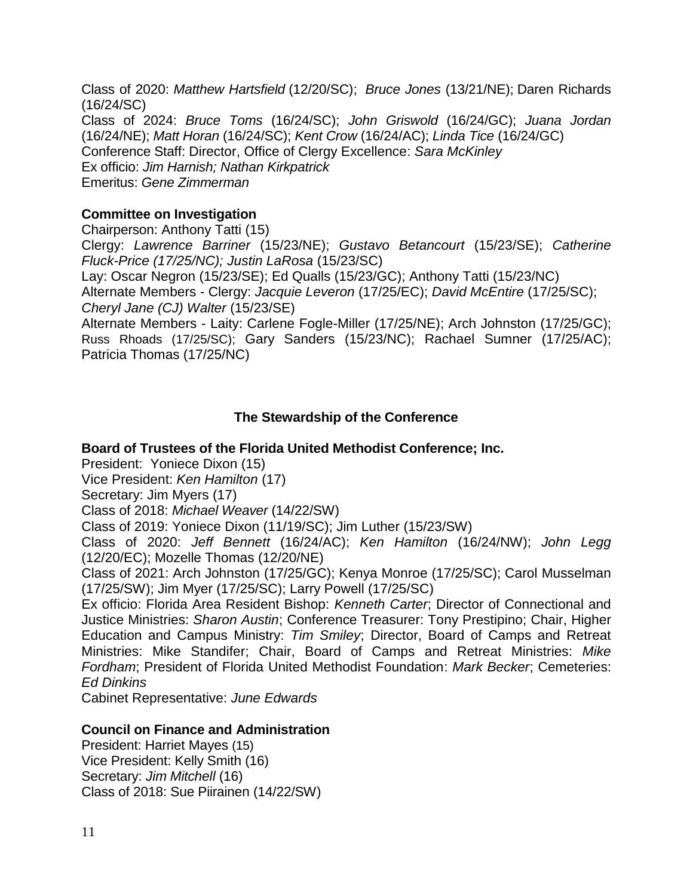Class of 2020: *Matthew Hartsfield* (12/20/SC); *Bruce Jones* (13/21/NE); Daren Richards (16/24/SC)
Class of 2024: *Bruce Toms* (16/24/SC); *John Griswold* (16/24/GC); *Juana Jordan* (16/24/NE); *Matt Horan* (16/24/SC); *Kent Crow* (16/24/AC); *Linda Tice* (16/24/GC)
Conference Staff: Director, Office of Clergy Excellence: *Sara McKinley*
Ex officio: *Jim Harnish; Nathan Kirkpatrick*
Emeritus: *Gene Zimmerman*

**Committee on Investigation**
Chairperson: Anthony Tatti (15)
Clergy: *Lawrence Barriner* (15/23/NE); *Gustavo Betancourt* (15/23/SE); *Catherine Fluck-Price (17/25/NC); Justin LaRosa* (15/23/SC)
Lay: Oscar Negron (15/23/SE); Ed Qualls (15/23/GC); Anthony Tatti (15/23/NC)
Alternate Members - Clergy: *Jacquie Leveron* (17/25/EC); *David McEntire* (17/25/SC); *Cheryl Jane (CJ) Walter* (15/23/SE)
Alternate Members - Laity: Carlene Fogle-Miller (17/25/NE); Arch Johnston (17/25/GC); Russ Rhoads (17/25/SC); Gary Sanders (15/23/NC); Rachael Sumner (17/25/AC); Patricia Thomas (17/25/NC)

## The Stewardship of the Conference

**Board of Trustees of the Florida United Methodist Conference; Inc.**
President: Yoniece Dixon (15)
Vice President: *Ken Hamilton* (17)
Secretary: Jim Myers (17)
Class of 2018: *Michael Weaver* (14/22/SW)
Class of 2019: Yoniece Dixon (11/19/SC); Jim Luther (15/23/SW)
Class of 2020: *Jeff Bennett* (16/24/AC); *Ken Hamilton* (16/24/NW); *John Legg* (12/20/EC); Mozelle Thomas (12/20/NE)
Class of 2021: Arch Johnston (17/25/GC); Kenya Monroe (17/25/SC); Carol Musselman (17/25/SW); Jim Myer (17/25/SC); Larry Powell (17/25/SC)
Ex officio: Florida Area Resident Bishop: *Kenneth Carter*; Director of Connectional and Justice Ministries: *Sharon Austin*; Conference Treasurer: Tony Prestipino; Chair, Higher Education and Campus Ministry: *Tim Smiley*; Director, Board of Camps and Retreat Ministries: Mike Standifer; Chair, Board of Camps and Retreat Ministries: *Mike Fordham*; President of Florida United Methodist Foundation: *Mark Becker*; Cemeteries: *Ed Dinkins*
Cabinet Representative: *June Edwards*

**Council on Finance and Administration**
President: Harriet Mayes (15)
Vice President: Kelly Smith (16)
Secretary: *Jim Mitchell* (16)
Class of 2018: Sue Piirainen (14/22/SW)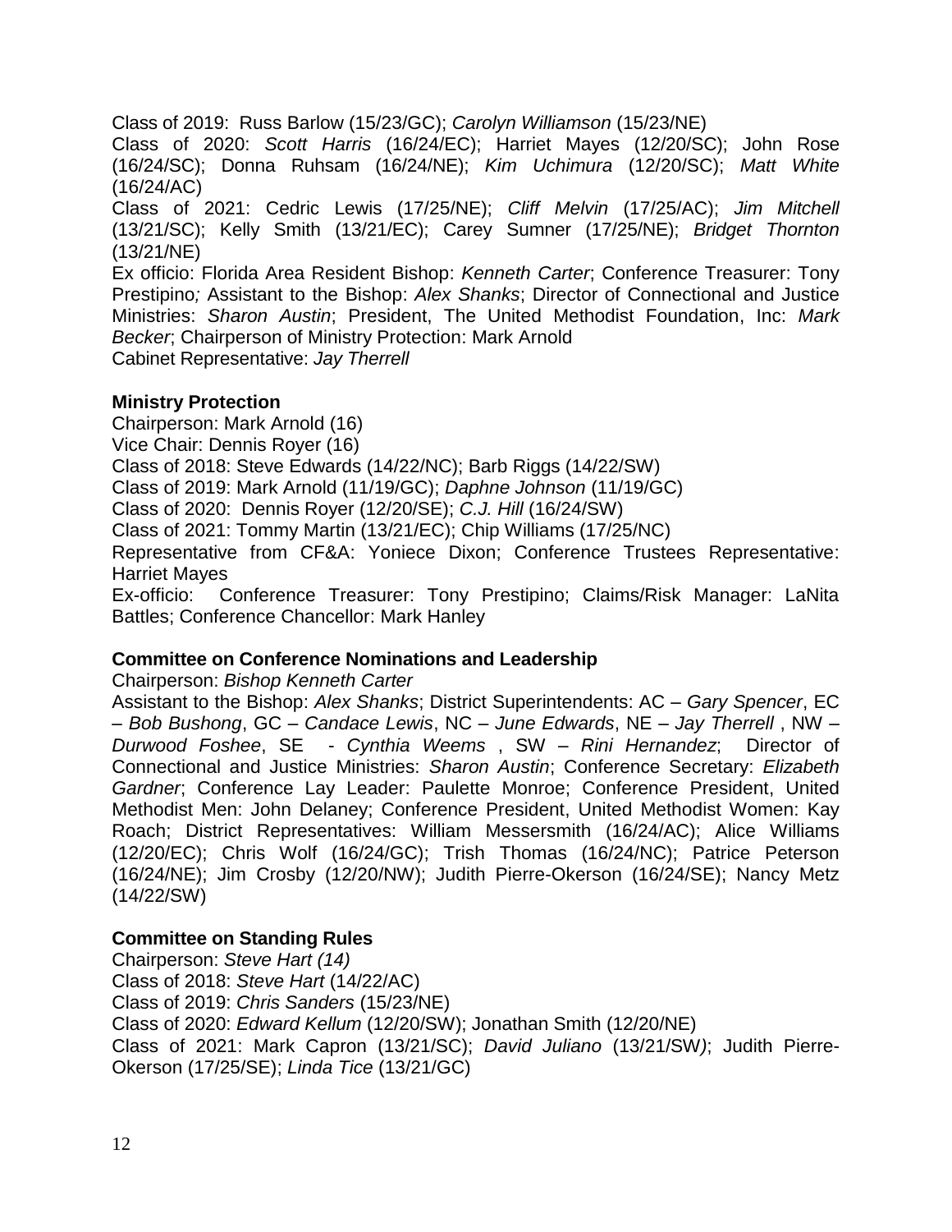Class of 2019: Russ Barlow (15/23/GC); *Carolyn Williamson* (15/23/NE)
Class of 2020: *Scott Harris* (16/24/EC); Harriet Mayes (12/20/SC); John Rose (16/24/SC); Donna Ruhsam (16/24/NE); *Kim Uchimura* (12/20/SC); *Matt White* (16/24/AC)
Class of 2021: Cedric Lewis (17/25/NE); *Cliff Melvin* (17/25/AC); *Jim Mitchell* (13/21/SC); Kelly Smith (13/21/EC); Carey Sumner (17/25/NE); *Bridget Thornton* (13/21/NE)
Ex officio: Florida Area Resident Bishop: *Kenneth Carter*; Conference Treasurer: Tony Prestipino*;* Assistant to the Bishop: *Alex Shanks*; Director of Connectional and Justice Ministries: *Sharon Austin*; President, The United Methodist Foundation, Inc: *Mark Becker*; Chairperson of Ministry Protection: Mark Arnold
Cabinet Representative: *Jay Therrell*

**Ministry Protection**

Chairperson: Mark Arnold (16)
Vice Chair: Dennis Royer (16)
Class of 2018: Steve Edwards (14/22/NC); Barb Riggs (14/22/SW)
Class of 2019: Mark Arnold (11/19/GC); *Daphne Johnson* (11/19/GC)
Class of 2020: Dennis Royer (12/20/SE); *C.J. Hill* (16/24/SW)
Class of 2021: Tommy Martin (13/21/EC); Chip Williams (17/25/NC)
Representative from CF&A: Yoniece Dixon; Conference Trustees Representative: Harriet Mayes
Ex-officio: Conference Treasurer: Tony Prestipino; Claims/Risk Manager: LaNita Battles; Conference Chancellor: Mark Hanley

**Committee on Conference Nominations and Leadership**

Chairperson: *Bishop Kenneth Carter*
Assistant to the Bishop: *Alex Shanks*; District Superintendents: AC – *Gary Spencer*, EC – *Bob Bushong*, GC – *Candace Lewis*, NC – *June Edwards*, NE – *Jay Therrell* , NW – *Durwood Foshee*, SE - *Cynthia Weems* , SW – *Rini Hernandez*; Director of Connectional and Justice Ministries: *Sharon Austin*; Conference Secretary: *Elizabeth Gardner*; Conference Lay Leader: Paulette Monroe; Conference President, United Methodist Men: John Delaney; Conference President, United Methodist Women: Kay Roach; District Representatives: William Messersmith (16/24/AC); Alice Williams (12/20/EC); Chris Wolf (16/24/GC); Trish Thomas (16/24/NC); Patrice Peterson (16/24/NE); Jim Crosby (12/20/NW); Judith Pierre-Okerson (16/24/SE); Nancy Metz (14/22/SW)

**Committee on Standing Rules**

Chairperson: *Steve Hart (14)*
Class of 2018: *Steve Hart* (14/22/AC)
Class of 2019: *Chris Sanders* (15/23/NE)
Class of 2020: *Edward Kellum* (12/20/SW); Jonathan Smith (12/20/NE)
Class of 2021: Mark Capron (13/21/SC); *David Juliano* (13/21/SW*)*; Judith Pierre-Okerson (17/25/SE); *Linda Tice* (13/21/GC)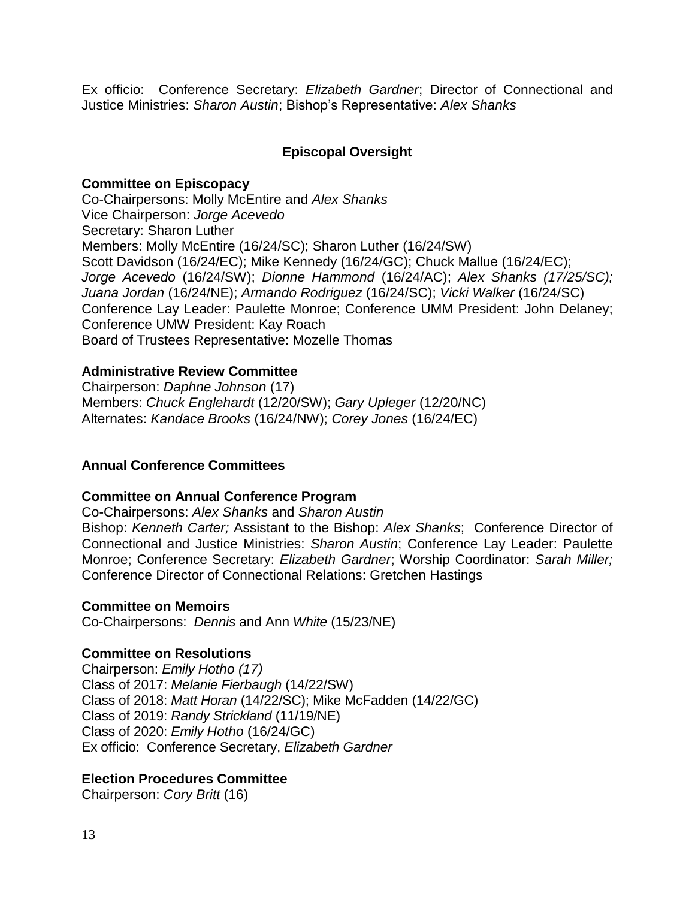Ex officio: Conference Secretary: *Elizabeth Gardner*; Director of Connectional and Justice Ministries: *Sharon Austin*; Bishop's Representative: *Alex Shanks*

## Episcopal Oversight

**Committee on Episcopacy**
Co-Chairpersons: Molly McEntire and *Alex Shanks*
Vice Chairperson: *Jorge Acevedo*
Secretary: Sharon Luther
Members: Molly McEntire (16/24/SC); Sharon Luther (16/24/SW)
Scott Davidson (16/24/EC); Mike Kennedy (16/24/GC); Chuck Mallue (16/24/EC); *Jorge Acevedo* (16/24/SW); *Dionne Hammond* (16/24/AC); *Alex Shanks (17/25/SC); Juana Jordan* (16/24/NE); *Armando Rodriguez* (16/24/SC); *Vicki Walker* (16/24/SC)
Conference Lay Leader: Paulette Monroe; Conference UMM President: John Delaney; Conference UMW President: Kay Roach
Board of Trustees Representative: Mozelle Thomas

**Administrative Review Committee**
Chairperson: *Daphne Johnson* (17)
Members: *Chuck Englehardt* (12/20/SW); *Gary Upleger* (12/20/NC)
Alternates: *Kandace Brooks* (16/24/NW); *Corey Jones* (16/24/EC)

### Annual Conference Committees

**Committee on Annual Conference Program**
Co-Chairpersons: *Alex Shanks* and *Sharon Austin*
Bishop: *Kenneth Carter;* Assistant to the Bishop: *Alex Shanks*; Conference Director of Connectional and Justice Ministries: *Sharon Austin*; Conference Lay Leader: Paulette Monroe; Conference Secretary: *Elizabeth Gardner*; Worship Coordinator: *Sarah Miller;* Conference Director of Connectional Relations: Gretchen Hastings

**Committee on Memoirs**
Co-Chairpersons: *Dennis* and Ann *White* (15/23/NE)

**Committee on Resolutions**
Chairperson: *Emily Hotho (17)*
Class of 2017: *Melanie Fierbaugh* (14/22/SW)
Class of 2018: *Matt Horan* (14/22/SC); Mike McFadden (14/22/GC)
Class of 2019: *Randy Strickland* (11/19/NE)
Class of 2020: *Emily Hotho* (16/24/GC)
Ex officio: Conference Secretary, *Elizabeth Gardner*

**Election Procedures Committee**
Chairperson: *Cory Britt* (16)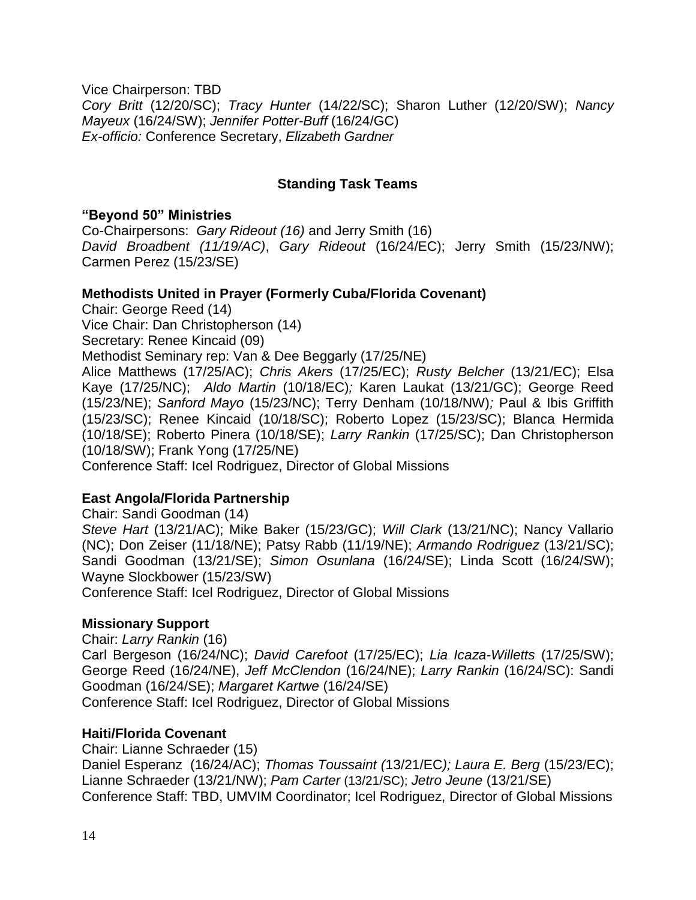Vice Chairperson: TBD
*Cory Britt* (12/20/SC); *Tracy Hunter* (14/22/SC); Sharon Luther (12/20/SW); *Nancy Mayeux* (16/24/SW); *Jennifer Potter-Buff* (16/24/GC)
*Ex-officio:* Conference Secretary, *Elizabeth Gardner*

## Standing Task Teams

### "Beyond 50" Ministries

Co-Chairpersons: *Gary Rideout (16)* and Jerry Smith (16)
*David Broadbent (11/19/AC)*, *Gary Rideout* (16/24/EC); Jerry Smith (15/23/NW); Carmen Perez (15/23/SE)

### Methodists United in Prayer (Formerly Cuba/Florida Covenant)

Chair: George Reed (14)
Vice Chair: Dan Christopherson (14)
Secretary: Renee Kincaid (09)
Methodist Seminary rep: Van & Dee Beggarly (17/25/NE)
Alice Matthews (17/25/AC); *Chris Akers* (17/25/EC); *Rusty Belcher* (13/21/EC); Elsa Kaye (17/25/NC); *Aldo Martin* (10/18/EC)*;* Karen Laukat (13/21/GC); George Reed (15/23/NE); *Sanford Mayo* (15/23/NC); Terry Denham (10/18/NW)*;* Paul & Ibis Griffith (15/23/SC); Renee Kincaid (10/18/SC); Roberto Lopez (15/23/SC); Blanca Hermida (10/18/SE); Roberto Pinera (10/18/SE); *Larry Rankin* (17/25/SC); Dan Christopherson (10/18/SW); Frank Yong (17/25/NE)
Conference Staff: Icel Rodriguez, Director of Global Missions

### East Angola/Florida Partnership

Chair: Sandi Goodman (14)
*Steve Hart* (13/21/AC); Mike Baker (15/23/GC); *Will Clark* (13/21/NC); Nancy Vallario (NC); Don Zeiser (11/18/NE); Patsy Rabb (11/19/NE); *Armando Rodriguez* (13/21/SC); Sandi Goodman (13/21/SE); *Simon Osunlana* (16/24/SE); Linda Scott (16/24/SW); Wayne Slockbower (15/23/SW)
Conference Staff: Icel Rodriguez, Director of Global Missions

### Missionary Support

Chair: *Larry Rankin* (16)
Carl Bergeson (16/24/NC); *David Carefoot* (17/25/EC); *Lia Icaza-Willetts* (17/25/SW); George Reed (16/24/NE), *Jeff McClendon* (16/24/NE); *Larry Rankin* (16/24/SC): Sandi Goodman (16/24/SE); *Margaret Kartwe* (16/24/SE)
Conference Staff: Icel Rodriguez, Director of Global Missions

### Haiti/Florida Covenant

Chair: Lianne Schraeder (15)
Daniel Esperanz (16/24/AC); *Thomas Toussaint (*13/21/EC*); Laura E. Berg* (15/23/EC); Lianne Schraeder (13/21/NW); *Pam Carter* (13/21/SC); *Jetro Jeune* (13/21/SE)
Conference Staff: TBD, UMVIM Coordinator; Icel Rodriguez, Director of Global Missions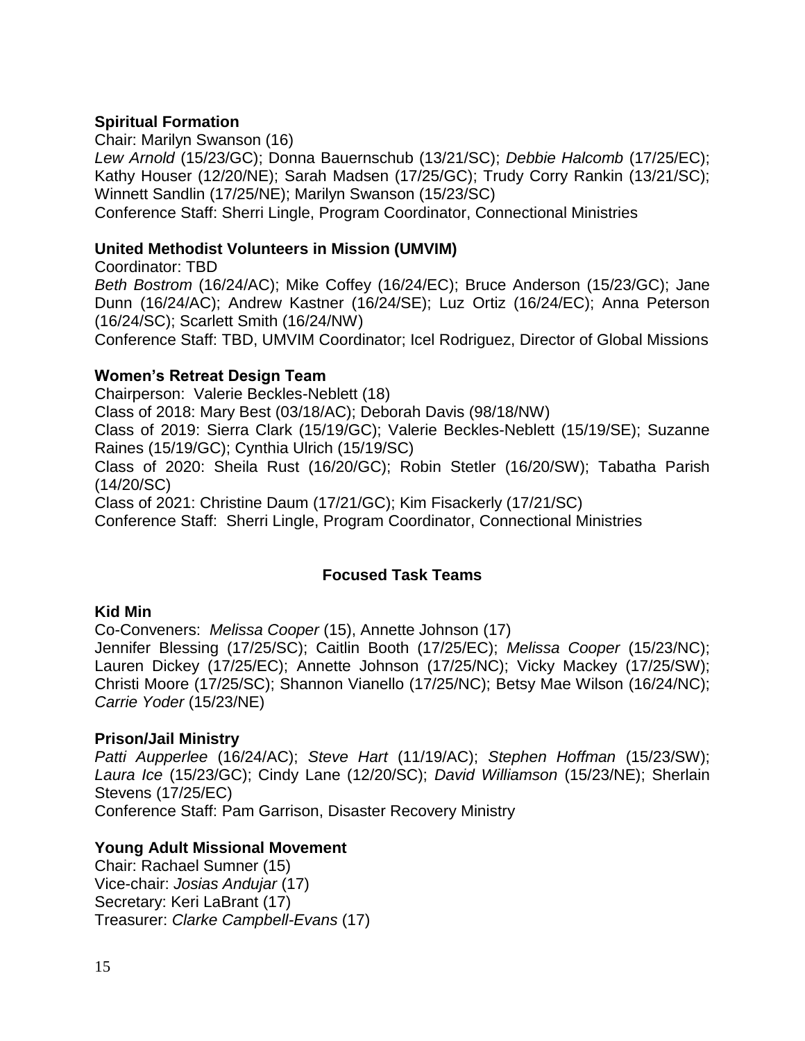**Spiritual Formation**

Chair: Marilyn Swanson (16)

*Lew Arnold* (15/23/GC); Donna Bauernschub (13/21/SC); *Debbie Halcomb* (17/25/EC); Kathy Houser (12/20/NE); Sarah Madsen (17/25/GC); Trudy Corry Rankin (13/21/SC); Winnett Sandlin (17/25/NE); Marilyn Swanson (15/23/SC)

Conference Staff: Sherri Lingle, Program Coordinator, Connectional Ministries

**United Methodist Volunteers in Mission (UMVIM)**

Coordinator: TBD

*Beth Bostrom* (16/24/AC); Mike Coffey (16/24/EC); Bruce Anderson (15/23/GC); Jane Dunn (16/24/AC); Andrew Kastner (16/24/SE); Luz Ortiz (16/24/EC); Anna Peterson (16/24/SC); Scarlett Smith (16/24/NW)

Conference Staff: TBD, UMVIM Coordinator; Icel Rodriguez, Director of Global Missions

**Women's Retreat Design Team**

Chairperson: Valerie Beckles-Neblett (18)

Class of 2018: Mary Best (03/18/AC); Deborah Davis (98/18/NW)

Class of 2019: Sierra Clark (15/19/GC); Valerie Beckles-Neblett (15/19/SE); Suzanne Raines (15/19/GC); Cynthia Ulrich (15/19/SC)

Class of 2020: Sheila Rust (16/20/GC); Robin Stetler (16/20/SW); Tabatha Parish (14/20/SC)

Class of 2021: Christine Daum (17/21/GC); Kim Fisackerly (17/21/SC)

Conference Staff: Sherri Lingle, Program Coordinator, Connectional Ministries

## Focused Task Teams

**Kid Min**

Co-Conveners: *Melissa Cooper* (15), Annette Johnson (17)

Jennifer Blessing (17/25/SC); Caitlin Booth (17/25/EC); *Melissa Cooper* (15/23/NC); Lauren Dickey (17/25/EC); Annette Johnson (17/25/NC); Vicky Mackey (17/25/SW); Christi Moore (17/25/SC); Shannon Vianello (17/25/NC); Betsy Mae Wilson (16/24/NC); *Carrie Yoder* (15/23/NE)

**Prison/Jail Ministry**

*Patti Aupperlee* (16/24/AC); *Steve Hart* (11/19/AC); *Stephen Hoffman* (15/23/SW); *Laura Ice* (15/23/GC); Cindy Lane (12/20/SC); *David Williamson* (15/23/NE); Sherlain Stevens (17/25/EC)

Conference Staff: Pam Garrison, Disaster Recovery Ministry

**Young Adult Missional Movement**

Chair: Rachael Sumner (15)

Vice-chair: *Josias Andujar* (17)

Secretary: Keri LaBrant (17)

Treasurer: *Clarke Campbell-Evans* (17)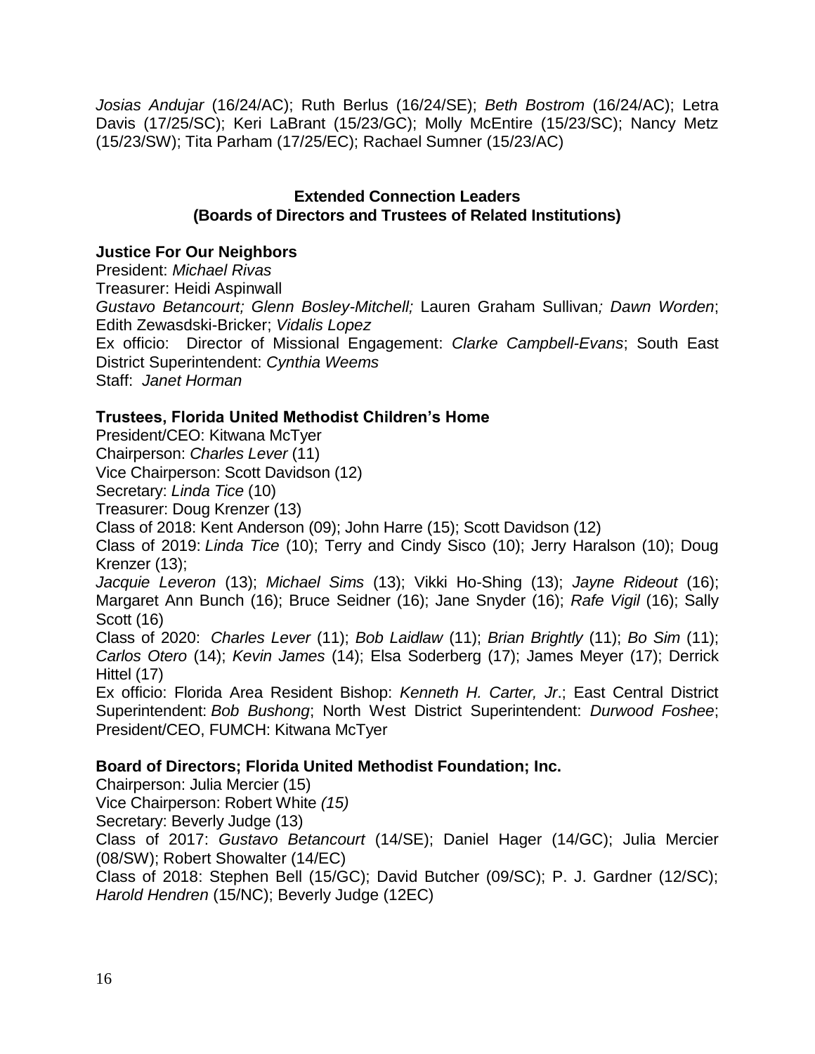*Josias Andujar* (16/24/AC); Ruth Berlus (16/24/SE); *Beth Bostrom* (16/24/AC); Letra Davis (17/25/SC); Keri LaBrant (15/23/GC); Molly McEntire (15/23/SC); Nancy Metz (15/23/SW); Tita Parham (17/25/EC); Rachael Sumner (15/23/AC)

**Extended Connection Leaders**
**(Boards of Directors and Trustees of Related Institutions)**

**Justice For Our Neighbors**

President: *Michael Rivas*
Treasurer: Heidi Aspinwall
*Gustavo Betancourt; Glenn Bosley-Mitchell;* Lauren Graham Sullivan*; Dawn Worden*; Edith Zewasdski-Bricker; *Vidalis Lopez*
Ex officio: Director of Missional Engagement: *Clarke Campbell-Evans*; South East District Superintendent: *Cynthia Weems*
Staff: *Janet Horman*

**Trustees, Florida United Methodist Children's Home**

President/CEO: Kitwana McTyer
Chairperson: *Charles Lever* (11)
Vice Chairperson: Scott Davidson (12)
Secretary: *Linda Tice* (10)
Treasurer: Doug Krenzer (13)
Class of 2018: Kent Anderson (09); John Harre (15); Scott Davidson (12)
Class of 2019: *Linda Tice* (10); Terry and Cindy Sisco (10); Jerry Haralson (10); Doug Krenzer (13);
*Jacquie Leveron* (13); *Michael Sims* (13); Vikki Ho-Shing (13); *Jayne Rideout* (16); Margaret Ann Bunch (16); Bruce Seidner (16); Jane Snyder (16); *Rafe Vigil* (16); Sally Scott (16)
Class of 2020: *Charles Lever* (11); *Bob Laidlaw* (11); *Brian Brightly* (11); *Bo Sim* (11); *Carlos Otero* (14); *Kevin James* (14); Elsa Soderberg (17); James Meyer (17); Derrick Hittel (17)
Ex officio: Florida Area Resident Bishop: *Kenneth H. Carter, Jr*.; East Central District Superintendent: *Bob Bushong*; North West District Superintendent: *Durwood Foshee*; President/CEO, FUMCH: Kitwana McTyer

**Board of Directors; Florida United Methodist Foundation; Inc.**

Chairperson: Julia Mercier (15)
Vice Chairperson: Robert White *(15)*
Secretary: Beverly Judge (13)
Class of 2017: *Gustavo Betancourt* (14/SE); Daniel Hager (14/GC); Julia Mercier (08/SW); Robert Showalter (14/EC)
Class of 2018: Stephen Bell (15/GC); David Butcher (09/SC); P. J. Gardner (12/SC); *Harold Hendren* (15/NC); Beverly Judge (12EC)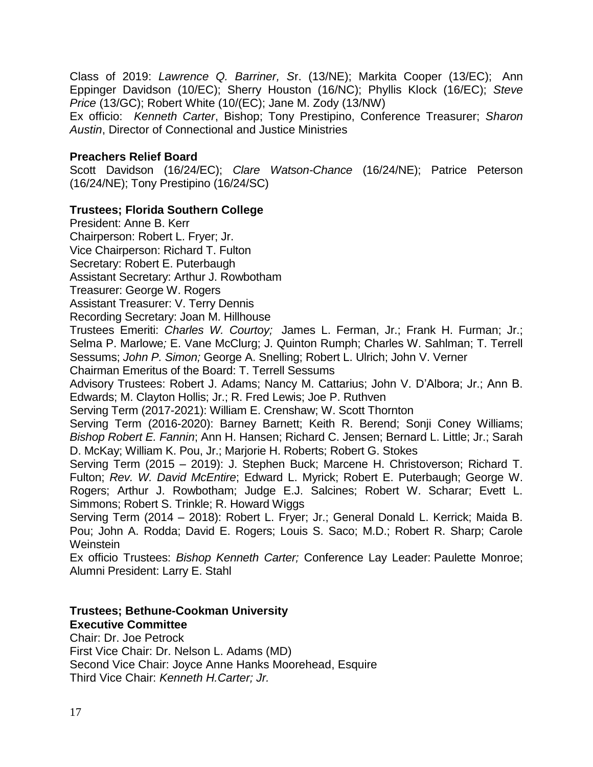Class of 2019: *Lawrence Q. Barriner, S*r. (13/NE); Markita Cooper (13/EC); Ann Eppinger Davidson (10/EC); Sherry Houston (16/NC); Phyllis Klock (16/EC); *Steve Price* (13/GC); Robert White (10/(EC); Jane M. Zody (13/NW)

Ex officio: *Kenneth Carter*, Bishop; Tony Prestipino, Conference Treasurer; *Sharon Austin*, Director of Connectional and Justice Ministries

**Preachers Relief Board**

Scott Davidson (16/24/EC); *Clare Watson-Chance* (16/24/NE); Patrice Peterson (16/24/NE); Tony Prestipino (16/24/SC)

**Trustees; Florida Southern College**

President: Anne B. Kerr

Chairperson: Robert L. Fryer; Jr.

Vice Chairperson: Richard T. Fulton

Secretary: Robert E. Puterbaugh

Assistant Secretary: Arthur J. Rowbotham

Treasurer: George W. Rogers

Assistant Treasurer: V. Terry Dennis

Recording Secretary: Joan M. Hillhouse

Trustees Emeriti: *Charles W. Courtoy;* James L. Ferman, Jr.; Frank H. Furman; Jr.; Selma P. Marlowe*;* E. Vane McClurg; J. Quinton Rumph; Charles W. Sahlman; T. Terrell Sessums; *John P. Simon;* George A. Snelling; Robert L. Ulrich; John V. Verner

Chairman Emeritus of the Board: T. Terrell Sessums

Advisory Trustees: Robert J. Adams; Nancy M. Cattarius; John V. D'Albora; Jr.; Ann B. Edwards; M. Clayton Hollis; Jr.; R. Fred Lewis; Joe P. Ruthven

Serving Term (2017-2021): William E. Crenshaw; W. Scott Thornton

Serving Term (2016-2020): Barney Barnett; Keith R. Berend; Sonji Coney Williams; *Bishop Robert E. Fannin*; Ann H. Hansen; Richard C. Jensen; Bernard L. Little; Jr.; Sarah D. McKay; William K. Pou, Jr.; Marjorie H. Roberts; Robert G. Stokes

Serving Term (2015 – 2019): J. Stephen Buck; Marcene H. Christoverson; Richard T. Fulton; *Rev. W. David McEntire*; Edward L. Myrick; Robert E. Puterbaugh; George W. Rogers; Arthur J. Rowbotham; Judge E.J. Salcines; Robert W. Scharar; Evett L. Simmons; Robert S. Trinkle; R. Howard Wiggs

Serving Term (2014 – 2018): Robert L. Fryer; Jr.; General Donald L. Kerrick; Maida B. Pou; John A. Rodda; David E. Rogers; Louis S. Saco; M.D.; Robert R. Sharp; Carole Weinstein

Ex officio Trustees: *Bishop Kenneth Carter;* Conference Lay Leader: Paulette Monroe; Alumni President: Larry E. Stahl

**Trustees; Bethune-Cookman University**

**Executive Committee**

Chair: Dr. Joe Petrock

First Vice Chair: Dr. Nelson L. Adams (MD)

Second Vice Chair: Joyce Anne Hanks Moorehead, Esquire

Third Vice Chair: *Kenneth H.Carter; Jr.*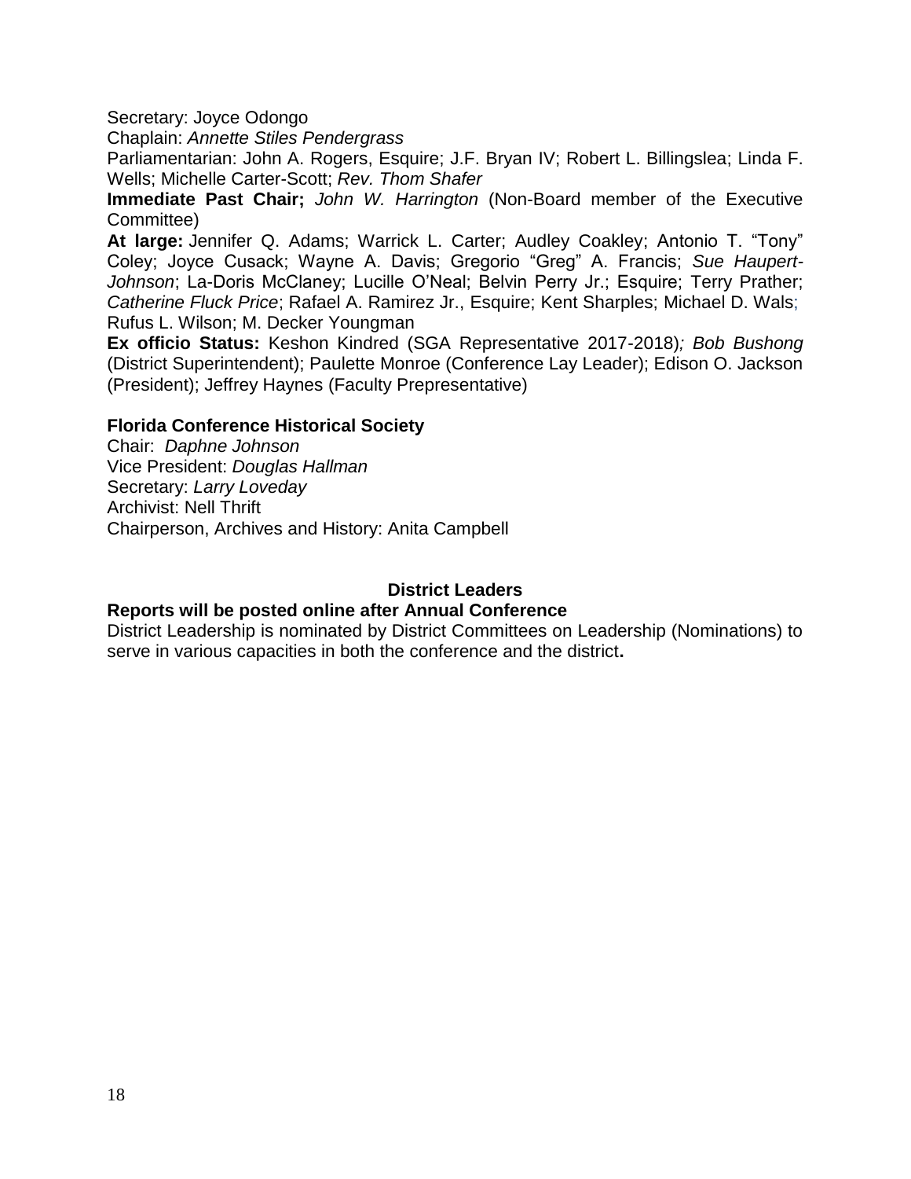Secretary: Joyce Odongo
Chaplain: *Annette Stiles Pendergrass*
Parliamentarian: John A. Rogers, Esquire; J.F. Bryan IV; Robert L. Billingslea; Linda F. Wells; Michelle Carter-Scott; *Rev. Thom Shafer*
**Immediate Past Chair;** *John W. Harrington* (Non-Board member of the Executive Committee)
**At large:** Jennifer Q. Adams; Warrick L. Carter; Audley Coakley; Antonio T. "Tony" Coley; Joyce Cusack; Wayne A. Davis; Gregorio "Greg" A. Francis; *Sue Haupert-Johnson*; La-Doris McClaney; Lucille O'Neal; Belvin Perry Jr.; Esquire; Terry Prather; *Catherine Fluck Price*; Rafael A. Ramirez Jr., Esquire; Kent Sharples; Michael D. Wals; Rufus L. Wilson; M. Decker Youngman
**Ex officio Status:** Keshon Kindred (SGA Representative 2017-2018)*; Bob Bushong* (District Superintendent); Paulette Monroe (Conference Lay Leader); Edison O. Jackson (President); Jeffrey Haynes (Faculty Prepresentative)

**Florida Conference Historical Society**
Chair: *Daphne Johnson*
Vice President: *Douglas Hallman*
Secretary: *Larry Loveday*
Archivist: Nell Thrift
Chairperson, Archives and History: Anita Campbell

## District Leaders

**Reports will be posted online after Annual Conference**
District Leadership is nominated by District Committees on Leadership (Nominations) to serve in various capacities in both the conference and the district**.**